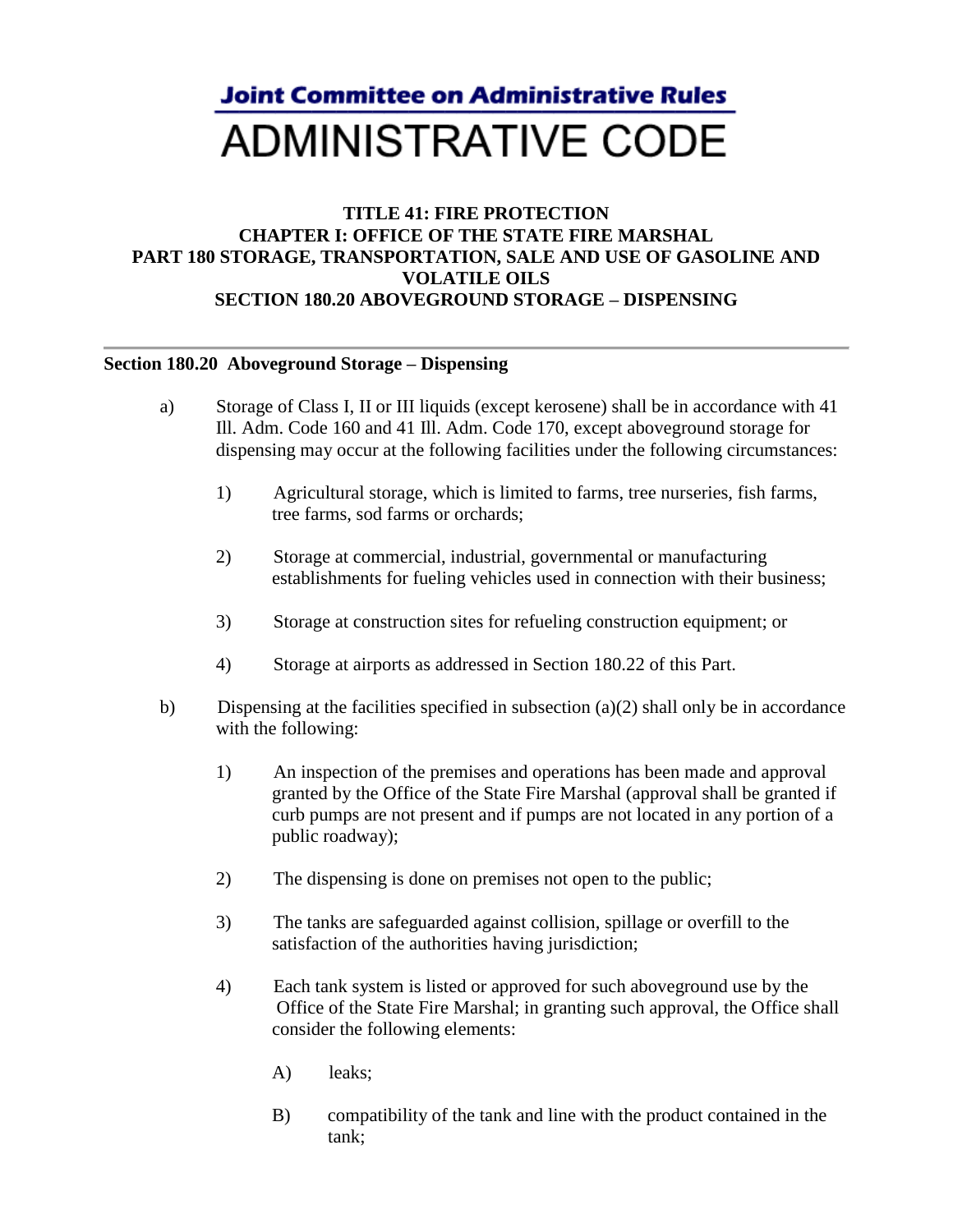**Joint Committee on Administrative Rules**

# ADMINISTRATIVE CODE

**TITLE 41: FIRE PROTECTION**
**CHAPTER I: OFFICE OF THE STATE FIRE MARSHAL**
**PART 180 STORAGE, TRANSPORTATION, SALE AND USE OF GASOLINE AND VOLATILE OILS**
**SECTION 180.20 ABOVEGROUND STORAGE – DISPENSING**

---

**Section 180.20 Aboveground Storage – Dispensing**

a) Storage of Class I, II or III liquids (except kerosene) shall be in accordance with 41 Ill. Adm. Code 160 and 41 Ill. Adm. Code 170, except aboveground storage for dispensing may occur at the following facilities under the following circumstances:

1) Agricultural storage, which is limited to farms, tree nurseries, fish farms, tree farms, sod farms or orchards;

2) Storage at commercial, industrial, governmental or manufacturing establishments for fueling vehicles used in connection with their business;

3) Storage at construction sites for refueling construction equipment; or

4) Storage at airports as addressed in Section 180.22 of this Part.

b) Dispensing at the facilities specified in subsection (a)(2) shall only be in accordance with the following:

1) An inspection of the premises and operations has been made and approval granted by the Office of the State Fire Marshal (approval shall be granted if curb pumps are not present and if pumps are not located in any portion of a public roadway);

2) The dispensing is done on premises not open to the public;

3) The tanks are safeguarded against collision, spillage or overfill to the satisfaction of the authorities having jurisdiction;

4) Each tank system is listed or approved for such aboveground use by the Office of the State Fire Marshal; in granting such approval, the Office shall consider the following elements:

A) leaks;

B) compatibility of the tank and line with the product contained in the tank;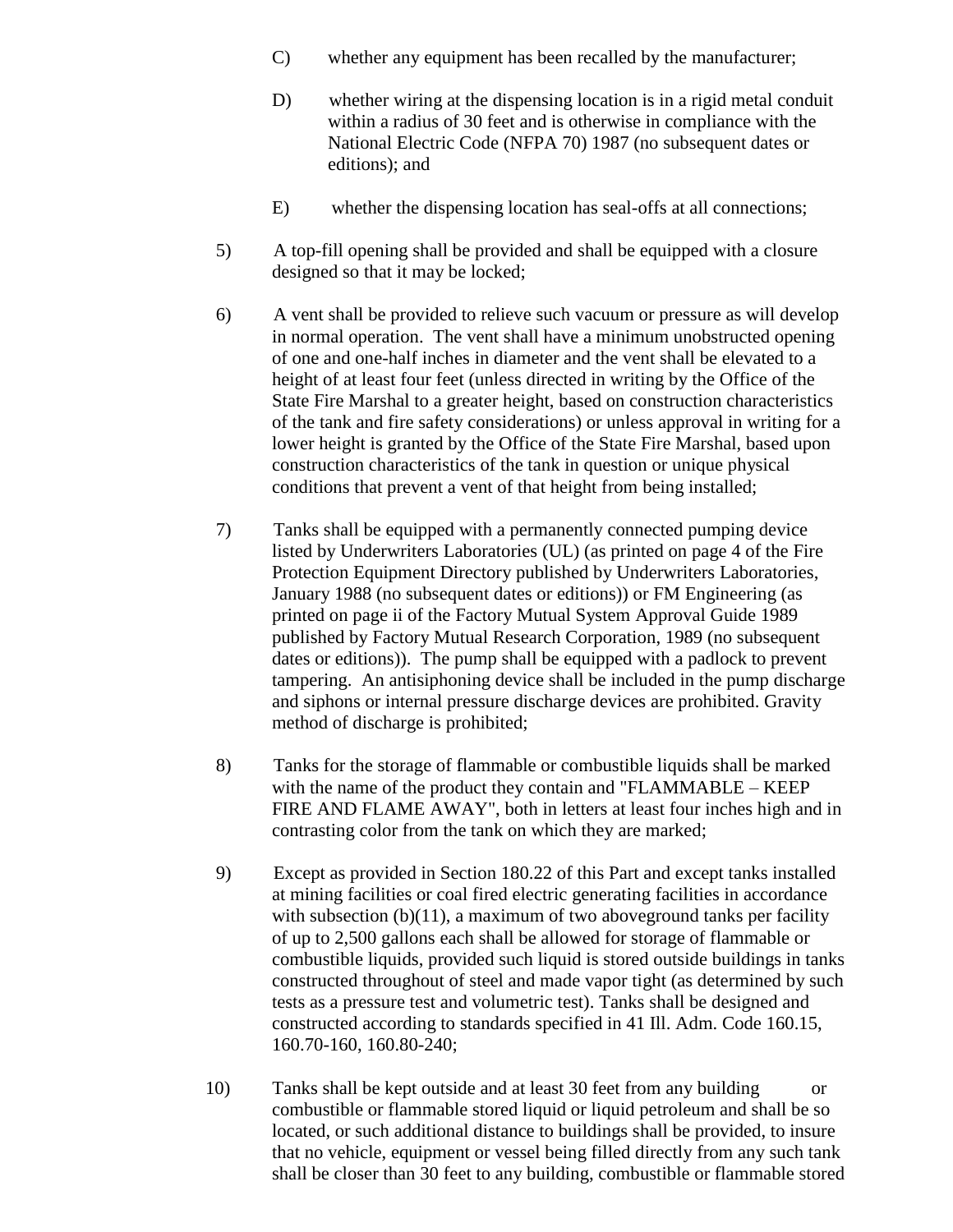C) whether any equipment has been recalled by the manufacturer;

D) whether wiring at the dispensing location is in a rigid metal conduit within a radius of 30 feet and is otherwise in compliance with the National Electric Code (NFPA 70) 1987 (no subsequent dates or editions); and

E) whether the dispensing location has seal-offs at all connections;

5) A top-fill opening shall be provided and shall be equipped with a closure designed so that it may be locked;

6) A vent shall be provided to relieve such vacuum or pressure as will develop in normal operation. The vent shall have a minimum unobstructed opening of one and one-half inches in diameter and the vent shall be elevated to a height of at least four feet (unless directed in writing by the Office of the State Fire Marshal to a greater height, based on construction characteristics of the tank and fire safety considerations) or unless approval in writing for a lower height is granted by the Office of the State Fire Marshal, based upon construction characteristics of the tank in question or unique physical conditions that prevent a vent of that height from being installed;

7) Tanks shall be equipped with a permanently connected pumping device listed by Underwriters Laboratories (UL) (as printed on page 4 of the Fire Protection Equipment Directory published by Underwriters Laboratories, January 1988 (no subsequent dates or editions)) or FM Engineering (as printed on page ii of the Factory Mutual System Approval Guide 1989 published by Factory Mutual Research Corporation, 1989 (no subsequent dates or editions)). The pump shall be equipped with a padlock to prevent tampering. An antisiphoning device shall be included in the pump discharge and siphons or internal pressure discharge devices are prohibited. Gravity method of discharge is prohibited;

8) Tanks for the storage of flammable or combustible liquids shall be marked with the name of the product they contain and "FLAMMABLE – KEEP FIRE AND FLAME AWAY", both in letters at least four inches high and in contrasting color from the tank on which they are marked;

9) Except as provided in Section 180.22 of this Part and except tanks installed at mining facilities or coal fired electric generating facilities in accordance with subsection (b)(11), a maximum of two aboveground tanks per facility of up to 2,500 gallons each shall be allowed for storage of flammable or combustible liquids, provided such liquid is stored outside buildings in tanks constructed throughout of steel and made vapor tight (as determined by such tests as a pressure test and volumetric test). Tanks shall be designed and constructed according to standards specified in 41 Ill. Adm. Code 160.15, 160.70-160, 160.80-240;

10) Tanks shall be kept outside and at least 30 feet from any building or combustible or flammable stored liquid or liquid petroleum and shall be so located, or such additional distance to buildings shall be provided, to insure that no vehicle, equipment or vessel being filled directly from any such tank shall be closer than 30 feet to any building, combustible or flammable stored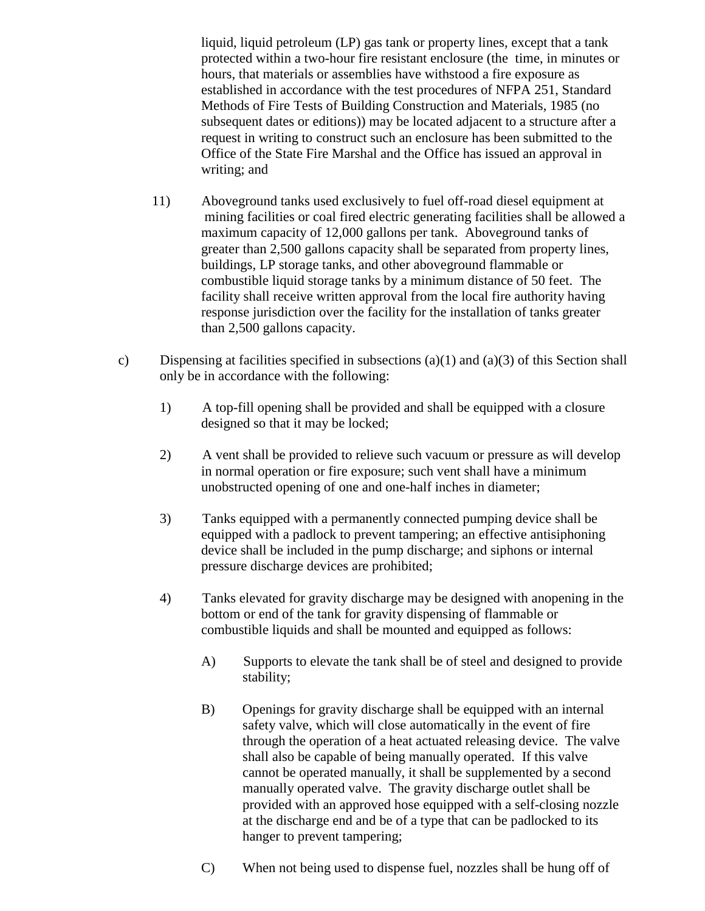liquid, liquid petroleum (LP) gas tank or property lines, except that a tank protected within a two-hour fire resistant enclosure (the time, in minutes or hours, that materials or assemblies have withstood a fire exposure as established in accordance with the test procedures of NFPA 251, Standard Methods of Fire Tests of Building Construction and Materials, 1985 (no subsequent dates or editions)) may be located adjacent to a structure after a request in writing to construct such an enclosure has been submitted to the Office of the State Fire Marshal and the Office has issued an approval in writing; and

11) Aboveground tanks used exclusively to fuel off-road diesel equipment at mining facilities or coal fired electric generating facilities shall be allowed a maximum capacity of 12,000 gallons per tank. Aboveground tanks of greater than 2,500 gallons capacity shall be separated from property lines, buildings, LP storage tanks, and other aboveground flammable or combustible liquid storage tanks by a minimum distance of 50 feet. The facility shall receive written approval from the local fire authority having response jurisdiction over the facility for the installation of tanks greater than 2,500 gallons capacity.

c) Dispensing at facilities specified in subsections (a)(1) and (a)(3) of this Section shall only be in accordance with the following:

1) A top-fill opening shall be provided and shall be equipped with a closure designed so that it may be locked;

2) A vent shall be provided to relieve such vacuum or pressure as will develop in normal operation or fire exposure; such vent shall have a minimum unobstructed opening of one and one-half inches in diameter;

3) Tanks equipped with a permanently connected pumping device shall be equipped with a padlock to prevent tampering; an effective antisiphoning device shall be included in the pump discharge; and siphons or internal pressure discharge devices are prohibited;

4) Tanks elevated for gravity discharge may be designed with anopening in the bottom or end of the tank for gravity dispensing of flammable or combustible liquids and shall be mounted and equipped as follows:

A) Supports to elevate the tank shall be of steel and designed to provide stability;

B) Openings for gravity discharge shall be equipped with an internal safety valve, which will close automatically in the event of fire through the operation of a heat actuated releasing device. The valve shall also be capable of being manually operated. If this valve cannot be operated manually, it shall be supplemented by a second manually operated valve. The gravity discharge outlet shall be provided with an approved hose equipped with a self-closing nozzle at the discharge end and be of a type that can be padlocked to its hanger to prevent tampering;

C) When not being used to dispense fuel, nozzles shall be hung off of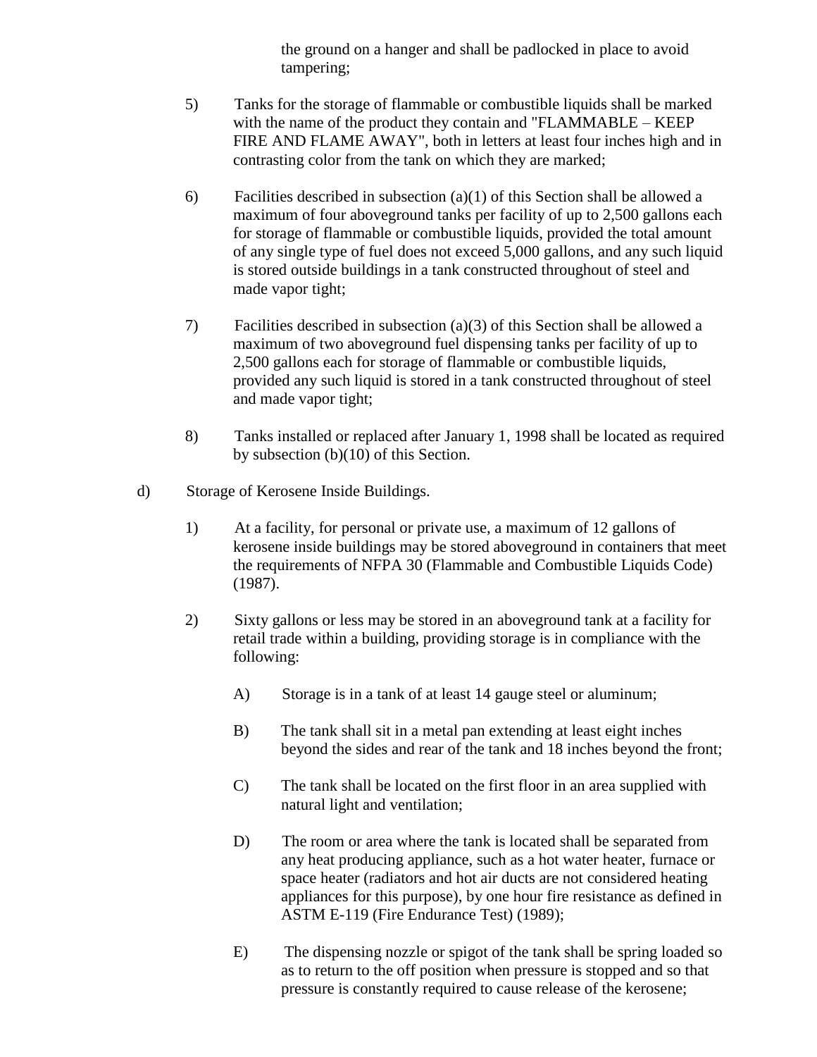the ground on a hanger and shall be padlocked in place to avoid tampering;

5) Tanks for the storage of flammable or combustible liquids shall be marked with the name of the product they contain and "FLAMMABLE – KEEP FIRE AND FLAME AWAY", both in letters at least four inches high and in contrasting color from the tank on which they are marked;

6) Facilities described in subsection (a)(1) of this Section shall be allowed a maximum of four aboveground tanks per facility of up to 2,500 gallons each for storage of flammable or combustible liquids, provided the total amount of any single type of fuel does not exceed 5,000 gallons, and any such liquid is stored outside buildings in a tank constructed throughout of steel and made vapor tight;

7) Facilities described in subsection (a)(3) of this Section shall be allowed a maximum of two aboveground fuel dispensing tanks per facility of up to 2,500 gallons each for storage of flammable or combustible liquids, provided any such liquid is stored in a tank constructed throughout of steel and made vapor tight;

8) Tanks installed or replaced after January 1, 1998 shall be located as required by subsection (b)(10) of this Section.

d) Storage of Kerosene Inside Buildings.

1) At a facility, for personal or private use, a maximum of 12 gallons of kerosene inside buildings may be stored aboveground in containers that meet the requirements of NFPA 30 (Flammable and Combustible Liquids Code) (1987).

2) Sixty gallons or less may be stored in an aboveground tank at a facility for retail trade within a building, providing storage is in compliance with the following:

A) Storage is in a tank of at least 14 gauge steel or aluminum;

B) The tank shall sit in a metal pan extending at least eight inches beyond the sides and rear of the tank and 18 inches beyond the front;

C) The tank shall be located on the first floor in an area supplied with natural light and ventilation;

D) The room or area where the tank is located shall be separated from any heat producing appliance, such as a hot water heater, furnace or space heater (radiators and hot air ducts are not considered heating appliances for this purpose), by one hour fire resistance as defined in ASTM E-119 (Fire Endurance Test) (1989);

E) The dispensing nozzle or spigot of the tank shall be spring loaded so as to return to the off position when pressure is stopped and so that pressure is constantly required to cause release of the kerosene;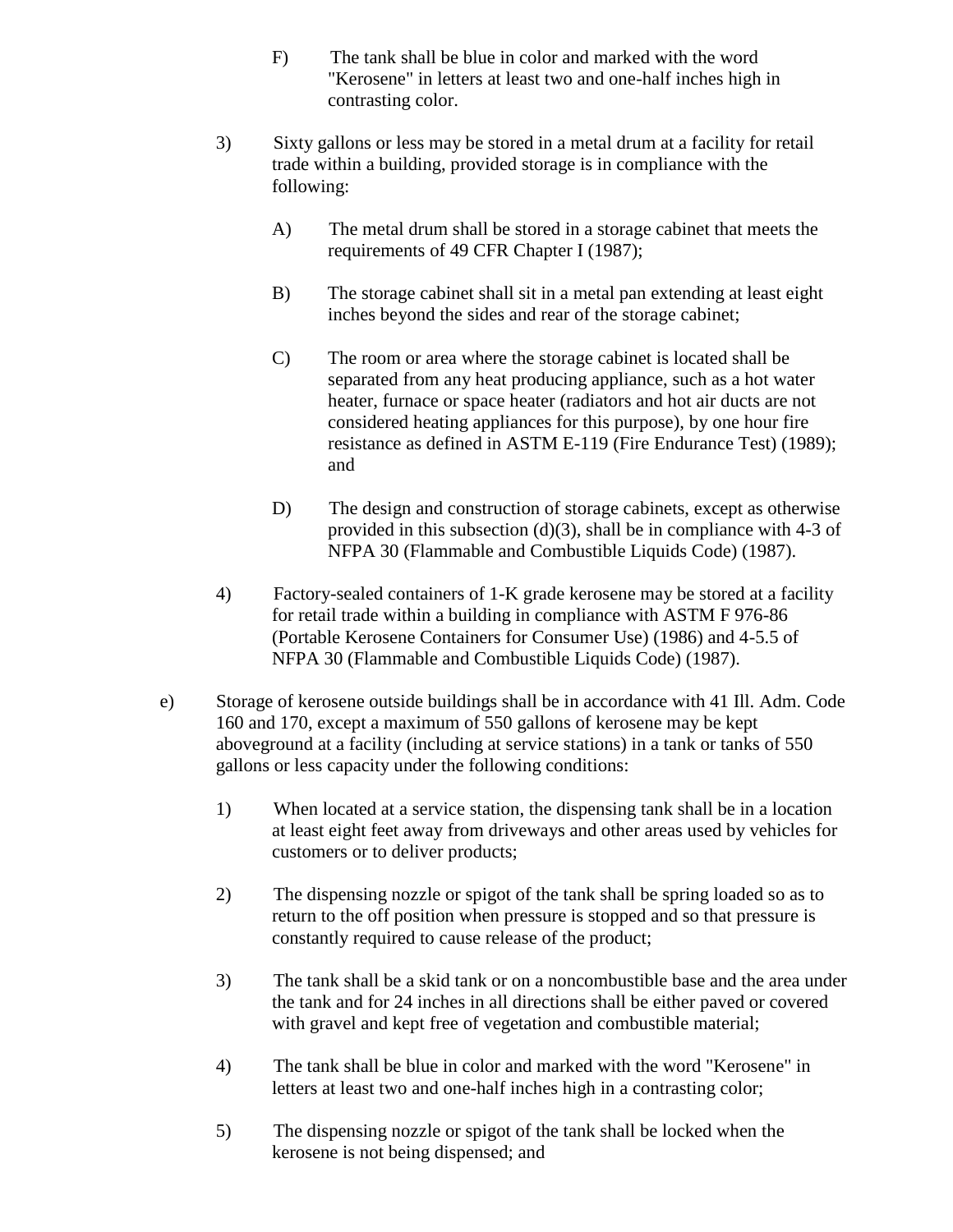F) The tank shall be blue in color and marked with the word "Kerosene" in letters at least two and one-half inches high in contrasting color.

3) Sixty gallons or less may be stored in a metal drum at a facility for retail trade within a building, provided storage is in compliance with the following:

A) The metal drum shall be stored in a storage cabinet that meets the requirements of 49 CFR Chapter I (1987);

B) The storage cabinet shall sit in a metal pan extending at least eight inches beyond the sides and rear of the storage cabinet;

C) The room or area where the storage cabinet is located shall be separated from any heat producing appliance, such as a hot water heater, furnace or space heater (radiators and hot air ducts are not considered heating appliances for this purpose), by one hour fire resistance as defined in ASTM E-119 (Fire Endurance Test) (1989); and

D) The design and construction of storage cabinets, except as otherwise provided in this subsection (d)(3), shall be in compliance with 4-3 of NFPA 30 (Flammable and Combustible Liquids Code) (1987).

4) Factory-sealed containers of 1-K grade kerosene may be stored at a facility for retail trade within a building in compliance with ASTM F 976-86 (Portable Kerosene Containers for Consumer Use) (1986) and 4-5.5 of NFPA 30 (Flammable and Combustible Liquids Code) (1987).

e) Storage of kerosene outside buildings shall be in accordance with 41 Ill. Adm. Code 160 and 170, except a maximum of 550 gallons of kerosene may be kept aboveground at a facility (including at service stations) in a tank or tanks of 550 gallons or less capacity under the following conditions:

1) When located at a service station, the dispensing tank shall be in a location at least eight feet away from driveways and other areas used by vehicles for customers or to deliver products;

2) The dispensing nozzle or spigot of the tank shall be spring loaded so as to return to the off position when pressure is stopped and so that pressure is constantly required to cause release of the product;

3) The tank shall be a skid tank or on a noncombustible base and the area under the tank and for 24 inches in all directions shall be either paved or covered with gravel and kept free of vegetation and combustible material;

4) The tank shall be blue in color and marked with the word "Kerosene" in letters at least two and one-half inches high in a contrasting color;

5) The dispensing nozzle or spigot of the tank shall be locked when the kerosene is not being dispensed; and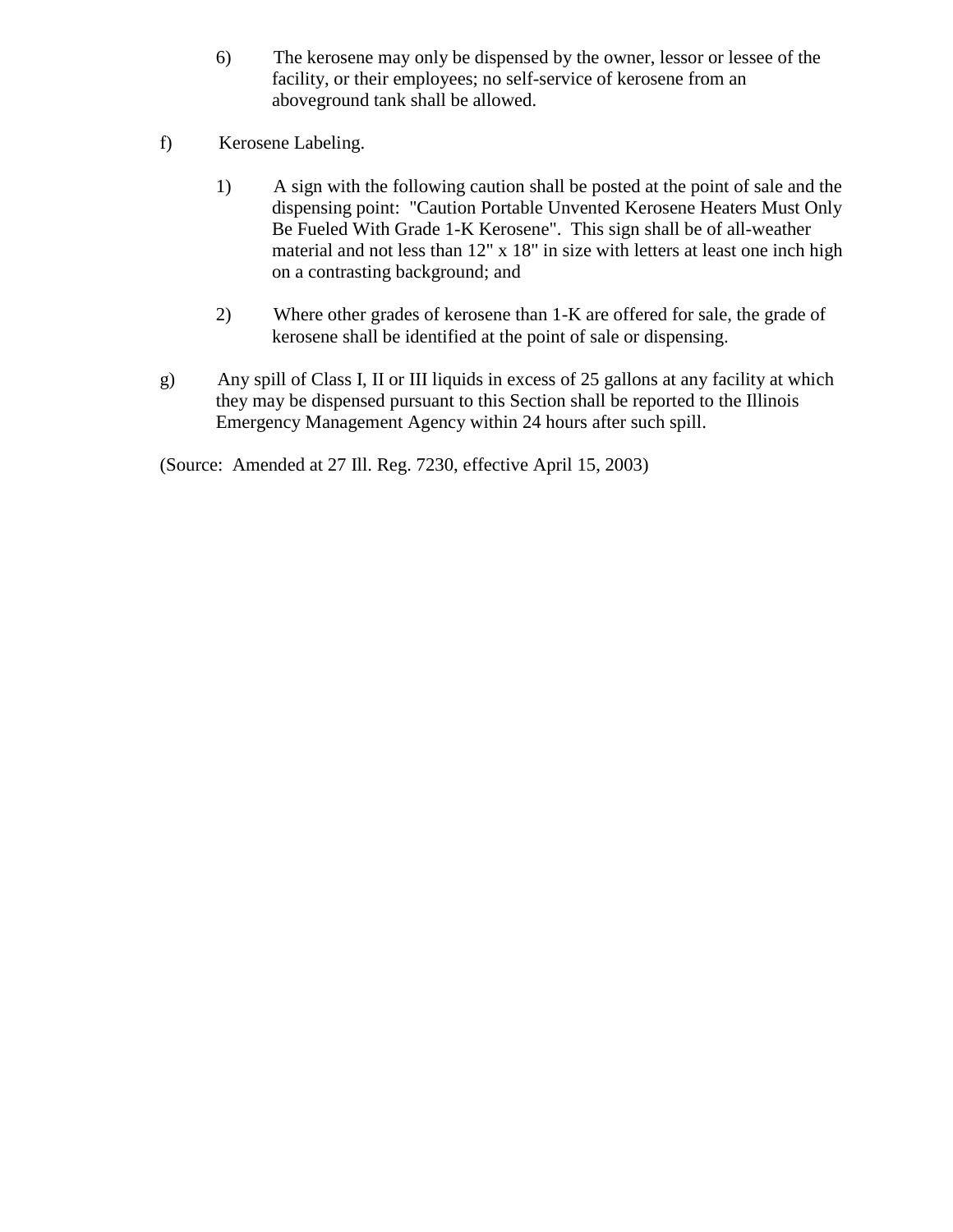6) The kerosene may only be dispensed by the owner, lessor or lessee of the facility, or their employees; no self-service of kerosene from an aboveground tank shall be allowed.

f) Kerosene Labeling.

1) A sign with the following caution shall be posted at the point of sale and the dispensing point: "Caution Portable Unvented Kerosene Heaters Must Only Be Fueled With Grade 1-K Kerosene". This sign shall be of all-weather material and not less than 12" x 18" in size with letters at least one inch high on a contrasting background; and

2) Where other grades of kerosene than 1-K are offered for sale, the grade of kerosene shall be identified at the point of sale or dispensing.

g) Any spill of Class I, II or III liquids in excess of 25 gallons at any facility at which they may be dispensed pursuant to this Section shall be reported to the Illinois Emergency Management Agency within 24 hours after such spill.

(Source: Amended at 27 Ill. Reg. 7230, effective April 15, 2003)